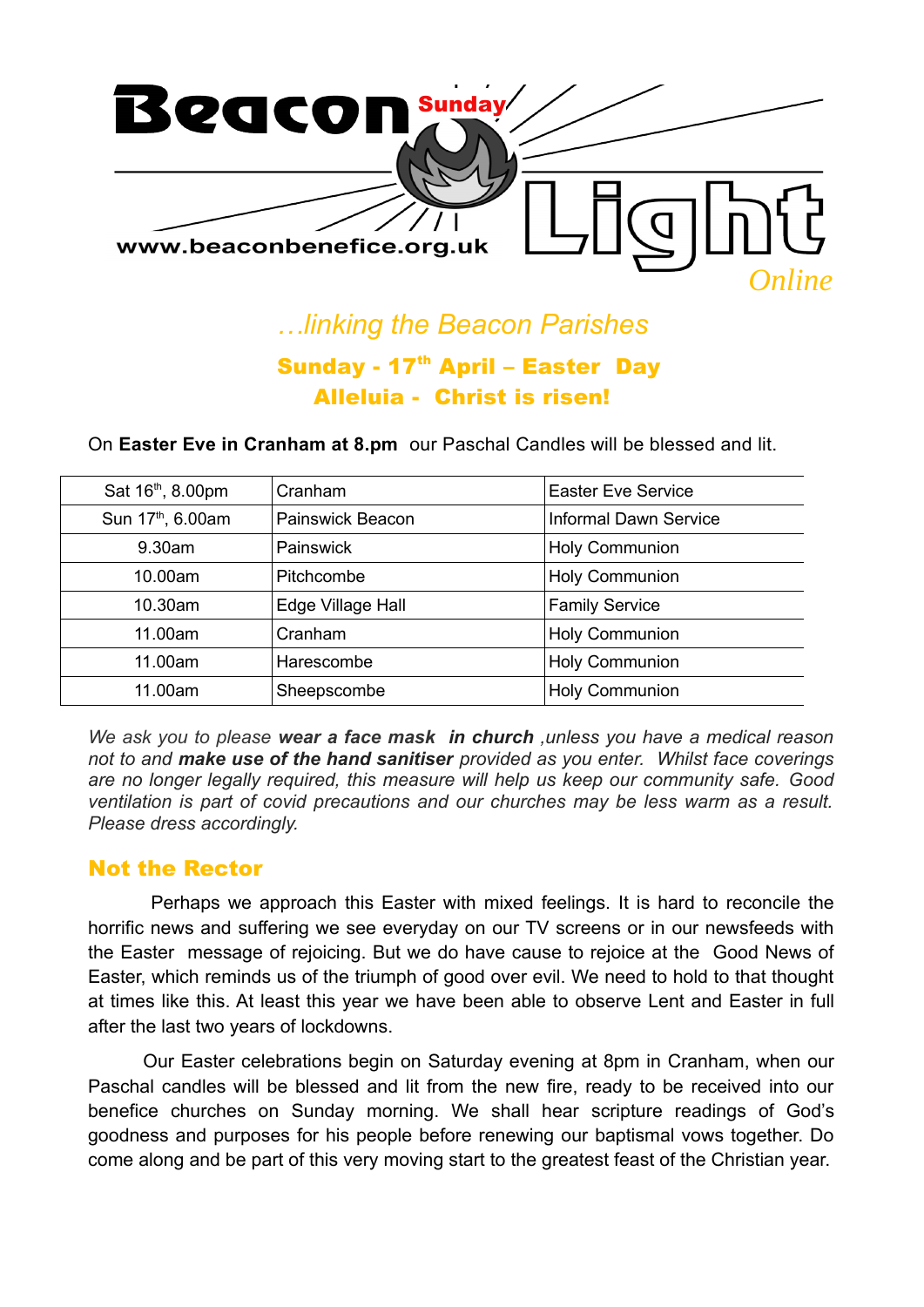# Beacon Sunday Light *Online*

www.beaconbenefice.org.uk

*…linking the Beacon Parishes*

**Sunday - 17th April – Easter Day**

**Alleluia - Christ is risen!**

On **Easter Eve in Cranham at 8.pm** our Paschal Candles will be blessed and lit.

| | | |
|---|---|---|
| Sat 16th, 8.00pm | Cranham | Easter Eve Service |
| Sun 17th, 6.00am | Painswick Beacon | Informal Dawn Service |
| 9.30am | Painswick | Holy Communion |
| 10.00am | Pitchcombe | Holy Communion |
| 10.30am | Edge Village Hall | Family Service |
| 11.00am | Cranham | Holy Communion |
| 11.00am | Harescombe | Holy Communion |
| 11.00am | Sheepscombe | Holy Communion |

*We ask you to please **wear a face mask in church** ,unless you have a medical reason not to and **make use of the hand sanitiser** provided as you enter. Whilst face coverings are no longer legally required, this measure will help us keep our community safe. Good ventilation is part of covid precautions and our churches may be less warm as a result. Please dress accordingly.*

## Not the Rector

Perhaps we approach this Easter with mixed feelings. It is hard to reconcile the horrific news and suffering we see everyday on our TV screens or in our newsfeeds with the Easter message of rejoicing. But we do have cause to rejoice at the Good News of Easter, which reminds us of the triumph of good over evil. We need to hold to that thought at times like this. At least this year we have been able to observe Lent and Easter in full after the last two years of lockdowns.

Our Easter celebrations begin on Saturday evening at 8pm in Cranham, when our Paschal candles will be blessed and lit from the new fire, ready to be received into our benefice churches on Sunday morning. We shall hear scripture readings of God's goodness and purposes for his people before renewing our baptismal vows together. Do come along and be part of this very moving start to the greatest feast of the Christian year.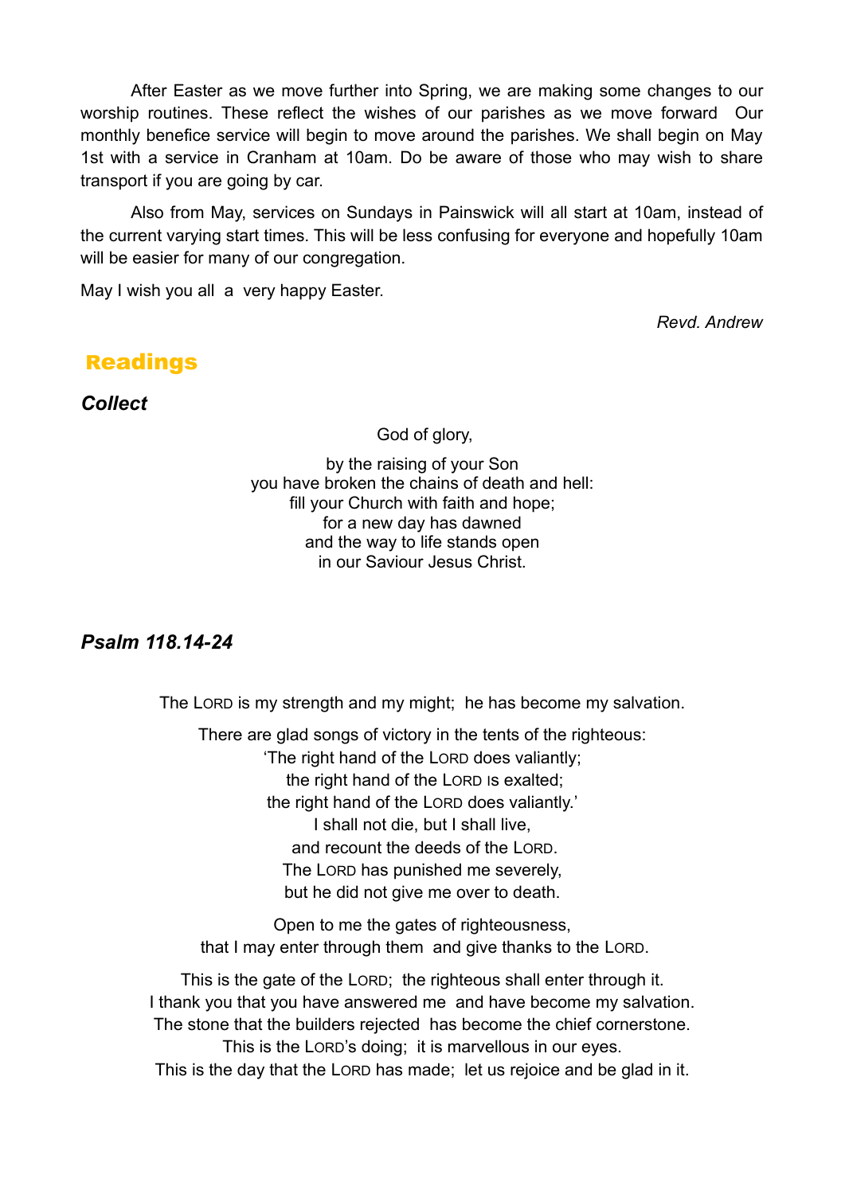After Easter as we move further into Spring, we are making some changes to our worship routines. These reflect the wishes of our parishes as we move forward  Our monthly benefice service will begin to move around the parishes. We shall begin on May 1st with a service in Cranham at 10am. Do be aware of those who may wish to share transport if you are going by car.

Also from May, services on Sundays in Painswick will all start at 10am, instead of the current varying start times. This will be less confusing for everyone and hopefully 10am will be easier for many of our congregation.

May I wish you all  a  very happy Easter.

*Revd. Andrew*

## Readings

### *Collect*

God of glory,

by the raising of your Son
you have broken the chains of death and hell:
fill your Church with faith and hope;
for a new day has dawned
and the way to life stands open
in our Saviour Jesus Christ.

### *Psalm 118.14-24*

The LORD is my strength and my might;  he has become my salvation.

There are glad songs of victory in the tents of the righteous:
'The right hand of the LORD does valiantly;
the right hand of the LORD is exalted;
the right hand of the LORD does valiantly.'
I shall not die, but I shall live,
and recount the deeds of the LORD.
The LORD has punished me severely,
but he did not give me over to death.

Open to me the gates of righteousness,
that I may enter through them  and give thanks to the LORD.

This is the gate of the LORD;  the righteous shall enter through it.
I thank you that you have answered me  and have become my salvation.
The stone that the builders rejected  has become the chief cornerstone.
This is the LORD's doing;  it is marvellous in our eyes.
This is the day that the LORD has made;  let us rejoice and be glad in it.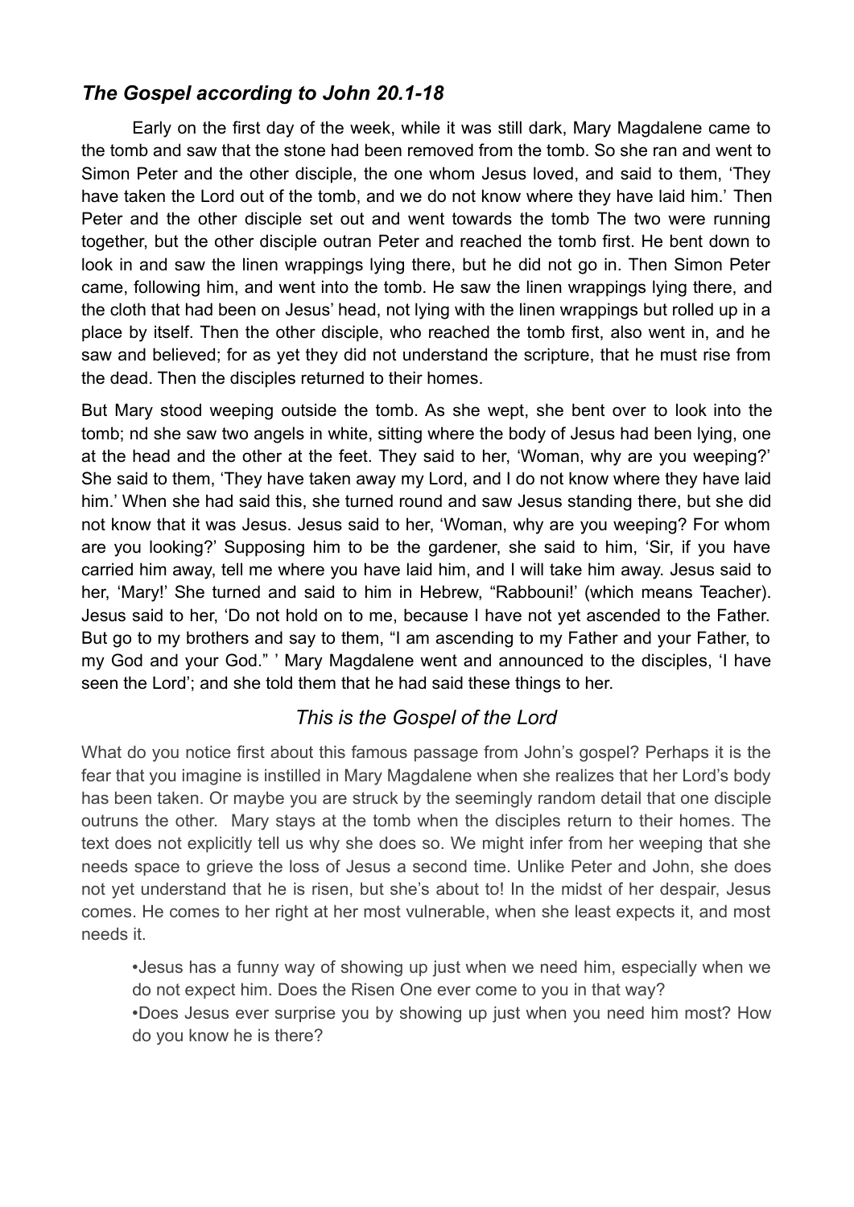## *The Gospel according to John 20.1-18*

Early on the first day of the week, while it was still dark, Mary Magdalene came to the tomb and saw that the stone had been removed from the tomb. So she ran and went to Simon Peter and the other disciple, the one whom Jesus loved, and said to them, 'They have taken the Lord out of the tomb, and we do not know where they have laid him.' Then Peter and the other disciple set out and went towards the tomb The two were running together, but the other disciple outran Peter and reached the tomb first. He bent down to look in and saw the linen wrappings lying there, but he did not go in. Then Simon Peter came, following him, and went into the tomb. He saw the linen wrappings lying there, and the cloth that had been on Jesus' head, not lying with the linen wrappings but rolled up in a place by itself. Then the other disciple, who reached the tomb first, also went in, and he saw and believed; for as yet they did not understand the scripture, that he must rise from the dead. Then the disciples returned to their homes.

But Mary stood weeping outside the tomb. As she wept, she bent over to look into the tomb; nd she saw two angels in white, sitting where the body of Jesus had been lying, one at the head and the other at the feet. They said to her, 'Woman, why are you weeping?' She said to them, 'They have taken away my Lord, and I do not know where they have laid him.' When she had said this, she turned round and saw Jesus standing there, but she did not know that it was Jesus. Jesus said to her, 'Woman, why are you weeping? For whom are you looking?' Supposing him to be the gardener, she said to him, 'Sir, if you have carried him away, tell me where you have laid him, and I will take him away. Jesus said to her, 'Mary!' She turned and said to him in Hebrew, "Rabbouni!' (which means Teacher). Jesus said to her, 'Do not hold on to me, because I have not yet ascended to the Father. But go to my brothers and say to them, "I am ascending to my Father and your Father, to my God and your God." ' Mary Magdalene went and announced to the disciples, 'I have seen the Lord'; and she told them that he had said these things to her.

*This is the Gospel of the Lord*

What do you notice first about this famous passage from John's gospel? Perhaps it is the fear that you imagine is instilled in Mary Magdalene when she realizes that her Lord's body has been taken. Or maybe you are struck by the seemingly random detail that one disciple outruns the other. Mary stays at the tomb when the disciples return to their homes. The text does not explicitly tell us why she does so. We might infer from her weeping that she needs space to grieve the loss of Jesus a second time. Unlike Peter and John, she does not yet understand that he is risen, but she's about to! In the midst of her despair, Jesus comes. He comes to her right at her most vulnerable, when she least expects it, and most needs it.

- Jesus has a funny way of showing up just when we need him, especially when we do not expect him. Does the Risen One ever come to you in that way?
- Does Jesus ever surprise you by showing up just when you need him most? How do you know he is there?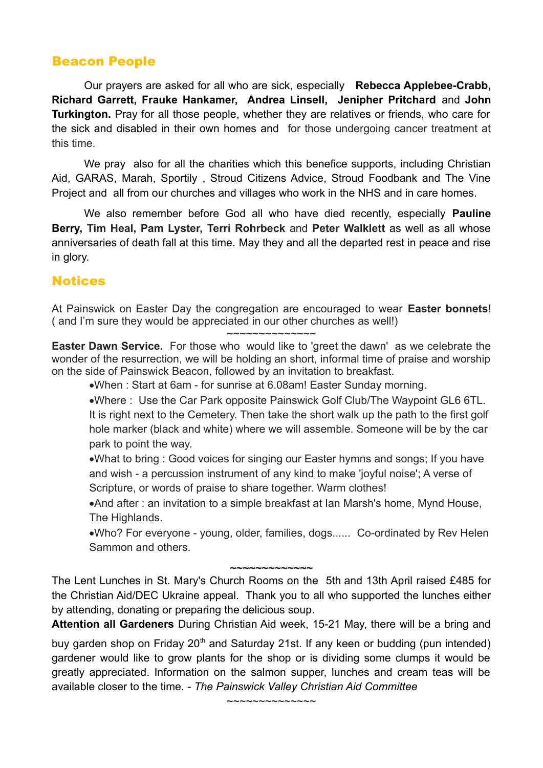## Beacon People

Our prayers are asked for all who are sick, especially **Rebecca Applebee-Crabb, Richard Garrett, Frauke Hankamer, Andrea Linsell, Jenipher Pritchard** and **John Turkington.** Pray for all those people, whether they are relatives or friends, who care for the sick and disabled in their own homes and for those undergoing cancer treatment at this time.

We pray also for all the charities which this benefice supports, including Christian Aid, GARAS, Marah, Sportily , Stroud Citizens Advice, Stroud Foodbank and The Vine Project and all from our churches and villages who work in the NHS and in care homes.

We also remember before God all who have died recently, especially **Pauline Berry, Tim Heal, Pam Lyster, Terri Rohrbeck** and **Peter Walklett** as well as all whose anniversaries of death fall at this time. May they and all the departed rest in peace and rise in glory.

## Notices

At Painswick on Easter Day the congregation are encouraged to wear **Easter bonnets**! ( and I'm sure they would be appreciated in our other churches as well!)

~~~~~~~~~~~~~~

**Easter Dawn Service.** For those who would like to 'greet the dawn' as we celebrate the wonder of the resurrection, we will be holding an short, informal time of praise and worship on the side of Painswick Beacon, followed by an invitation to breakfast.

- When : Start at 6am - for sunrise at 6.08am! Easter Sunday morning.
- Where : Use the Car Park opposite Painswick Golf Club/The Waypoint GL6 6TL. It is right next to the Cemetery. Then take the short walk up the path to the first golf hole marker (black and white) where we will assemble. Someone will be by the car park to point the way.
- What to bring : Good voices for singing our Easter hymns and songs; If you have and wish - a percussion instrument of any kind to make 'joyful noise'; A verse of Scripture, or words of praise to share together. Warm clothes!
- And after : an invitation to a simple breakfast at Ian Marsh's home, Mynd House, The Highlands.
- Who? For everyone - young, older, families, dogs...... Co-ordinated by Rev Helen Sammon and others.

~~~~~~~~~~~~~~

The Lent Lunches in St. Mary's Church Rooms on the 5th and 13th April raised £485 for the Christian Aid/DEC Ukraine appeal. Thank you to all who supported the lunches either by attending, donating or preparing the delicious soup.

**Attention all Gardeners** During Christian Aid week, 15-21 May, there will be a bring and buy garden shop on Friday 20th and Saturday 21st. If any keen or budding (pun intended) gardener would like to grow plants for the shop or is dividing some clumps it would be greatly appreciated. Information on the salmon supper, lunches and cream teas will be available closer to the time. - *The Painswick Valley Christian Aid Committee*

~~~~~~~~~~~~~~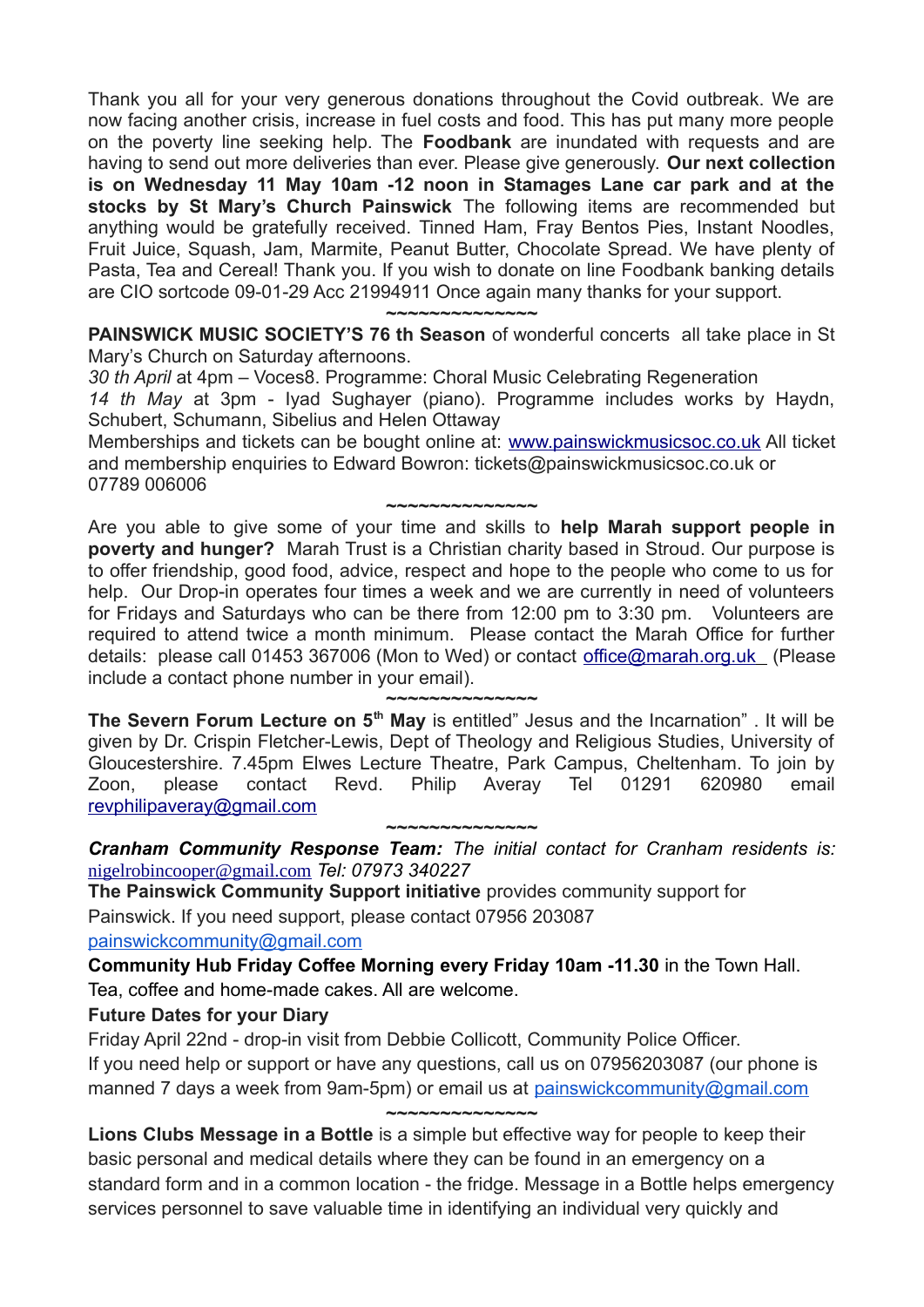Thank you all for your very generous donations throughout the Covid outbreak. We are now facing another crisis, increase in fuel costs and food. This has put many more people on the poverty line seeking help. The **Foodbank** are inundated with requests and are having to send out more deliveries than ever. Please give generously. **Our next collection is on Wednesday 11 May 10am -12 noon in Stamages Lane car park and at the stocks by St Mary's Church Painswick** The following items are recommended but anything would be gratefully received. Tinned Ham, Fray Bentos Pies, Instant Noodles, Fruit Juice, Squash, Jam, Marmite, Peanut Butter, Chocolate Spread. We have plenty of Pasta, Tea and Cereal! Thank you. If you wish to donate on line Foodbank banking details are CIO sortcode 09-01-29 Acc 21994911 Once again many thanks for your support.

~~~~~~~~~~~~~~

**PAINSWICK MUSIC SOCIETY'S 76 th Season** of wonderful concerts all take place in St Mary's Church on Saturday afternoons.

*30 th April* at 4pm – Voces8. Programme: Choral Music Celebrating Regeneration

*14 th May* at 3pm - Iyad Sughayer (piano). Programme includes works by Haydn, Schubert, Schumann, Sibelius and Helen Ottaway

Memberships and tickets can be bought online at: www.painswickmusicsoc.co.uk All ticket and membership enquiries to Edward Bowron: tickets@painswickmusicsoc.co.uk or 07789 006006

~~~~~~~~~~~~~~

Are you able to give some of your time and skills to **help Marah support people in poverty and hunger?** Marah Trust is a Christian charity based in Stroud. Our purpose is to offer friendship, good food, advice, respect and hope to the people who come to us for help. Our Drop-in operates four times a week and we are currently in need of volunteers for Fridays and Saturdays who can be there from 12:00 pm to 3:30 pm. Volunteers are required to attend twice a month minimum. Please contact the Marah Office for further details: please call 01453 367006 (Mon to Wed) or contact office@marah.org.uk (Please include a contact phone number in your email).

~~~~~~~~~~~~~~

**The Severn Forum Lecture on 5th May** is entitled" Jesus and the Incarnation" . It will be given by Dr. Crispin Fletcher-Lewis, Dept of Theology and Religious Studies, University of Gloucestershire. 7.45pm Elwes Lecture Theatre, Park Campus, Cheltenham. To join by Zoon, please contact Revd. Philip Averay Tel 01291 620980 email revphilipaveray@gmail.com

~~~~~~~~~~~~~~

***Cranham Community Response Team:*** *The initial contact for Cranham residents is:* nigelrobincooper@gmail.com *Tel: 07973 340227*

**The Painswick Community Support initiative** provides community support for Painswick. If you need support, please contact 07956 203087 painswickcommunity@gmail.com

**Community Hub Friday Coffee Morning every Friday 10am -11.30** in the Town Hall. Tea, coffee and home-made cakes. All are welcome.

**Future Dates for your Diary**

Friday April 22nd - drop-in visit from Debbie Collicott, Community Police Officer.

If you need help or support or have any questions, call us on 07956203087 (our phone is manned 7 days a week from 9am-5pm) or email us at painswickcommunity@gmail.com

~~~~~~~~~~~~~~

**Lions Clubs Message in a Bottle** is a simple but effective way for people to keep their basic personal and medical details where they can be found in an emergency on a standard form and in a common location - the fridge. Message in a Bottle helps emergency services personnel to save valuable time in identifying an individual very quickly and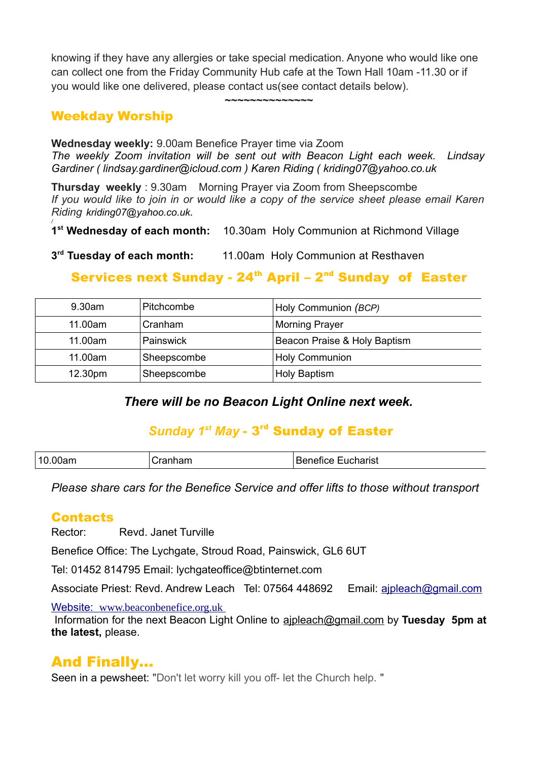knowing if they have any allergies or take special medication. Anyone who would like one can collect one from the Friday Community Hub cafe at the Town Hall 10am -11.30 or if you would like one delivered, please contact us(see contact details below).

~~~~~~~~~~~~~~

## Weekday Worship

**Wednesday weekly:** 9.00am Benefice Prayer time via Zoom
*The weekly Zoom invitation will be sent out with Beacon Light each week. Lindsay Gardiner ( lindsay.gardiner@icloud.com ) Karen Riding ( kriding07@yahoo.co.uk*

**Thursday weekly** : 9.30am Morning Prayer via Zoom from Sheepscombe
*If you would like to join in or would like a copy of the service sheet please email Karen Riding kriding07@yahoo.co.uk.*

**1st Wednesday of each month:** 10.30am Holy Communion at Richmond Village

**3rd Tuesday of each month:** 11.00am Holy Communion at Resthaven

## Services next Sunday - 24th April – 2nd Sunday of Easter

| | | |
|---|---|---|
| 9.30am | Pitchcombe | Holy Communion *(BCP)* |
| 11.00am | Cranham | Morning Prayer |
| 11.00am | Painswick | Beacon Praise & Holy Baptism |
| 11.00am | Sheepscombe | Holy Communion |
| 12.30pm | Sheepscombe | Holy Baptism |

***There will be no Beacon Light Online next week.***

## *Sunday 1st May* - 3rd Sunday of Easter

| | | |
|---|---|---|
| 10.00am | Cranham | Benefice Eucharist |

*Please share cars for the Benefice Service and offer lifts to those without transport*

## Contacts

Rector: Revd. Janet Turville

Benefice Office: The Lychgate, Stroud Road, Painswick, GL6 6UT

Tel: 01452 814795 Email: lychgateoffice@btinternet.com

Associate Priest: Revd. Andrew Leach Tel: 07564 448692 Email: ajpleach@gmail.com

Website: www.beaconbenefice.org.uk

Information for the next Beacon Light Online to ajpleach@gmail.com by **Tuesday 5pm at the latest,** please.

## And Finally...

Seen in a pewsheet: "Don't let worry kill you off- let the Church help. "